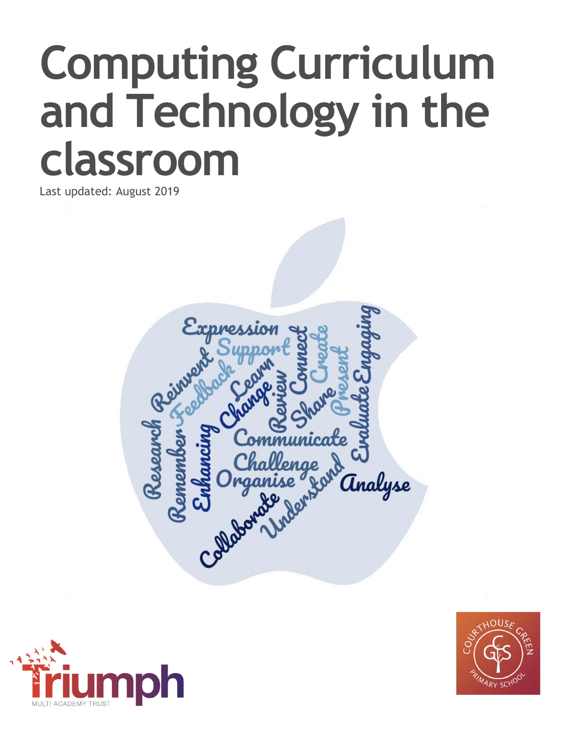# Computing Curriculum and Technology in the classroom

Last updated: August 2019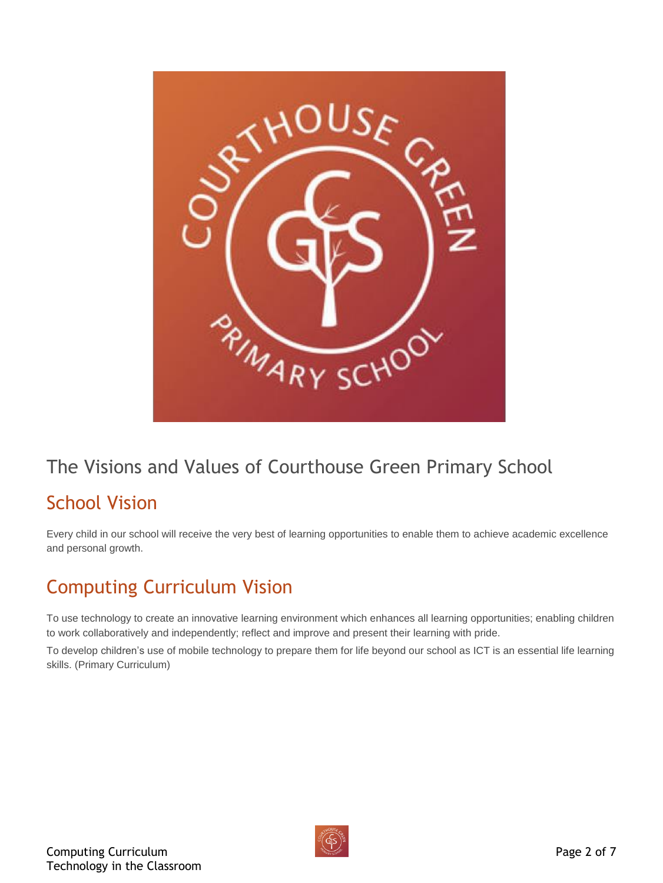# The Visions and Values of Courthouse Green Primary School

## School Vision

Every child in our school will receive the very best of learning opportunities to enable them to achieve academic excellence and personal growth.

## Computing Curriculum Vision

To use technology to create an innovative learning environment which enhances all learning opportunities; enabling children to work collaboratively and independently; reflect and improve and present their learning with pride.

To develop children's use of mobile technology to prepare them for life beyond our school as ICT is an essential life learning skills. (Primary Curriculum)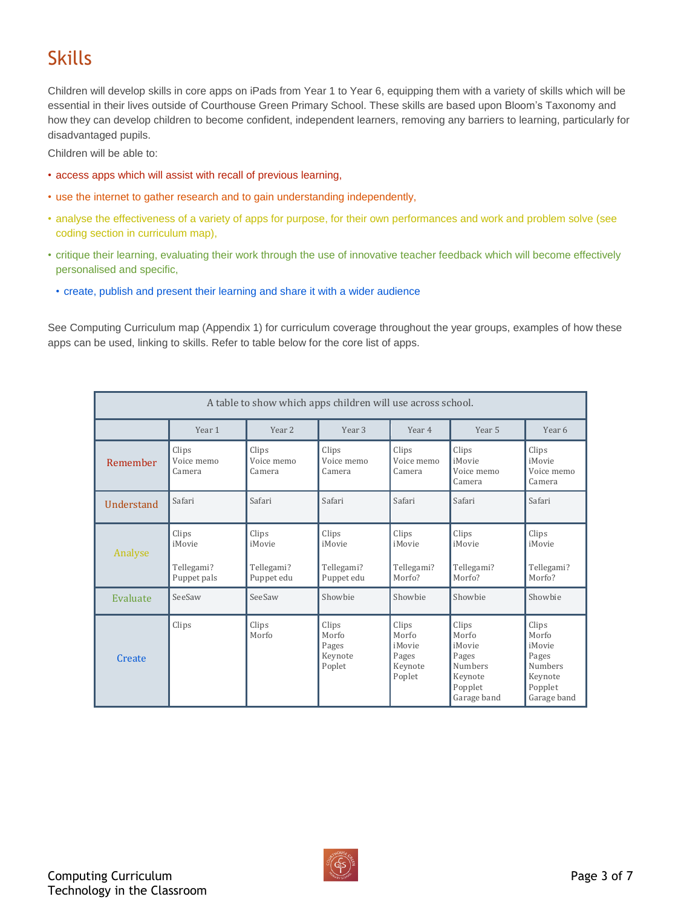# Skills

Children will develop skills in core apps on iPads from Year 1 to Year 6, equipping them with a variety of skills which will be essential in their lives outside of Courthouse Green Primary School. These skills are based upon Bloom's Taxonomy and how they can develop children to become confident, independent learners, removing any barriers to learning, particularly for disadvantaged pupils.

Children will be able to:

- access apps which will assist with recall of previous learning,
- use the internet to gather research and to gain understanding independently,
- analyse the effectiveness of a variety of apps for purpose, for their own performances and work and problem solve (see coding section in curriculum map),
- critique their learning, evaluating their work through the use of innovative teacher feedback which will become effectively personalised and specific,
- create, publish and present their learning and share it with a wider audience

See Computing Curriculum map (Appendix 1) for curriculum coverage throughout the year groups, examples of how these apps can be used, linking to skills. Refer to table below for the core list of apps.

A table to show which apps children will use across school.

| | Year 1 | Year 2 | Year 3 | Year 4 | Year 5 | Year 6 |
|---|---|---|---|---|---|---|
| Remember | Clips<br>Voice memo<br>Camera | Clips<br>Voice memo<br>Camera | Clips<br>Voice memo<br>Camera | Clips<br>Voice memo<br>Camera | Clips<br>iMovie<br>Voice memo<br>Camera | Clips<br>iMovie<br>Voice memo<br>Camera |
| Understand | Safari | Safari | Safari | Safari | Safari | Safari |
| Analyse | Clips<br>iMovie<br><br>Tellegami?<br>Puppet pals | Clips<br>iMovie<br><br>Tellegami?<br>Puppet edu | Clips<br>iMovie<br><br>Tellegami?<br>Puppet edu | Clips<br>iMovie<br><br>Tellegami?<br>Morfo? | Clips<br>iMovie<br><br>Tellegami?<br>Morfo? | Clips<br>iMovie<br><br>Tellegami?<br>Morfo? |
| Evaluate | SeeSaw | SeeSaw | Showbie | Showbie | Showbie | Showbie |
| Create | Clips | Clips<br>Morfo | Clips<br>Morfo<br>Pages<br>Keynote<br>Poplet | Clips<br>Morfo<br>iMovie<br>Pages<br>Keynote<br>Poplet | Clips<br>Morfo<br>iMovie<br>Pages<br>Numbers<br>Keynote<br>Popplet<br>Garage band | Clips<br>Morfo<br>iMovie<br>Pages<br>Numbers<br>Keynote<br>Popplet<br>Garage band |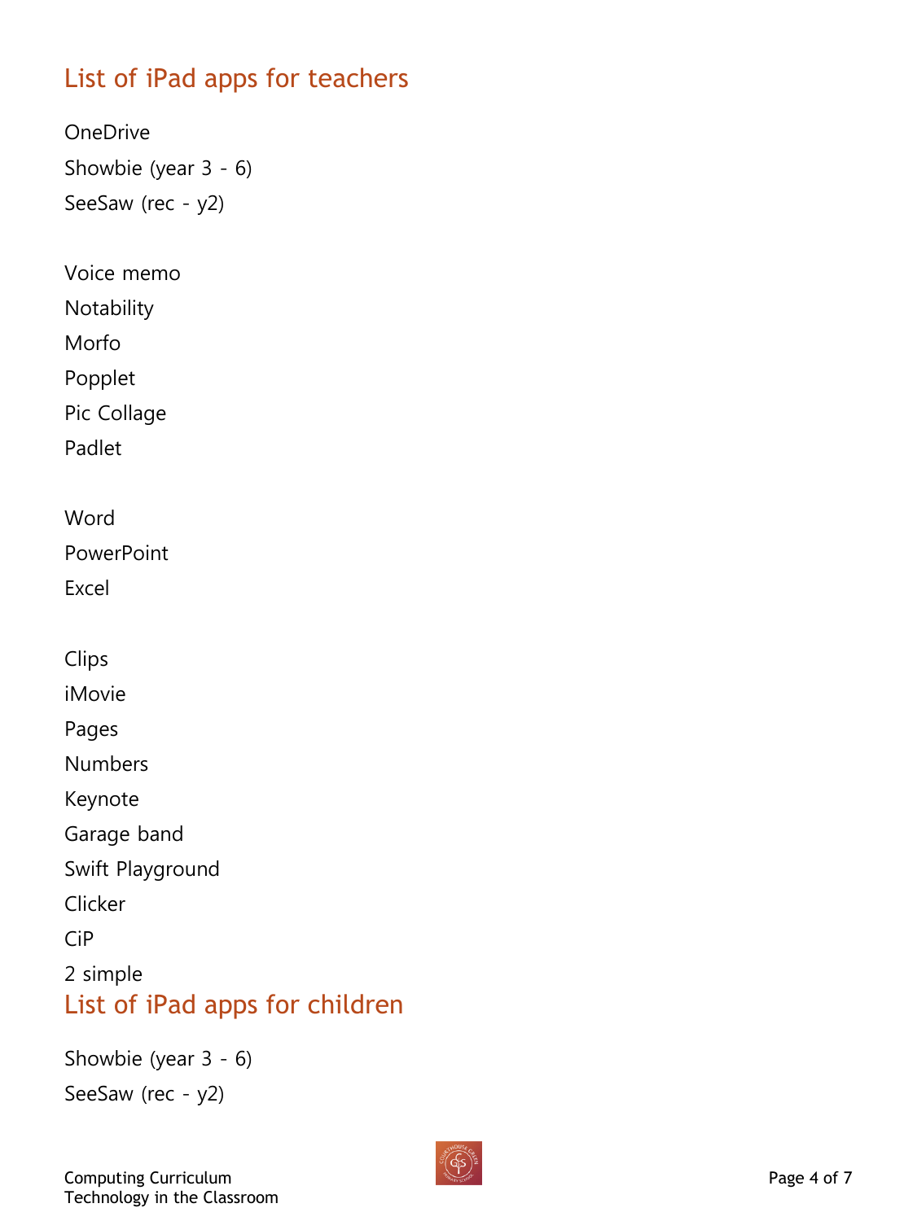## List of iPad apps for teachers

OneDrive

Showbie (year 3 - 6)

SeeSaw (rec - y2)

Voice memo

Notability

Morfo

Popplet

Pic Collage

Padlet

Word

PowerPoint

Excel

Clips

iMovie

Pages

Numbers

Keynote

Garage band

Swift Playground

Clicker

CiP

2 simple

## List of iPad apps for children

Showbie (year 3 - 6)

SeeSaw (rec - y2)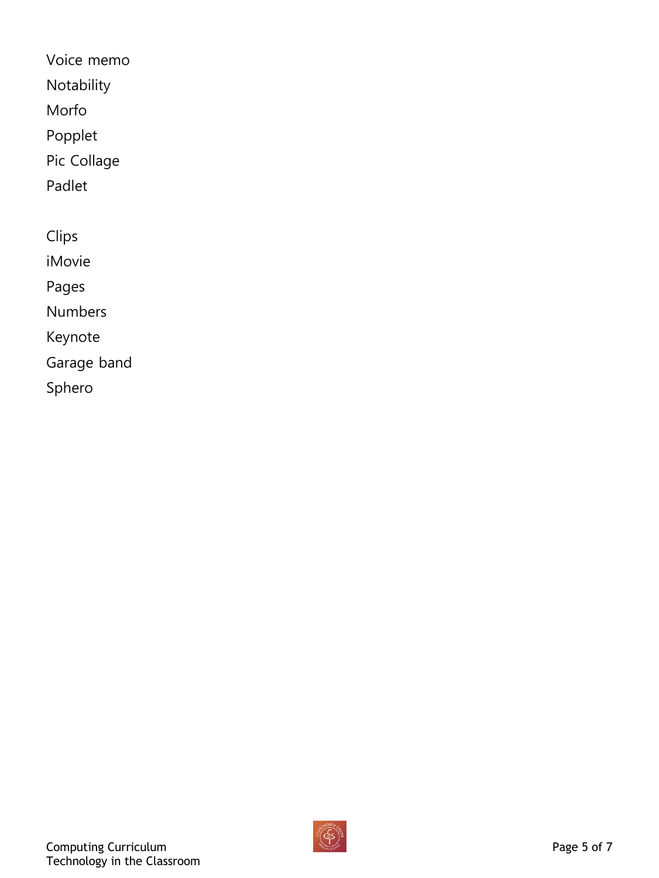Voice memo

Notability

Morfo

Popplet

Pic Collage

Padlet

Clips

iMovie

Pages

Numbers

Keynote

Garage band

Sphero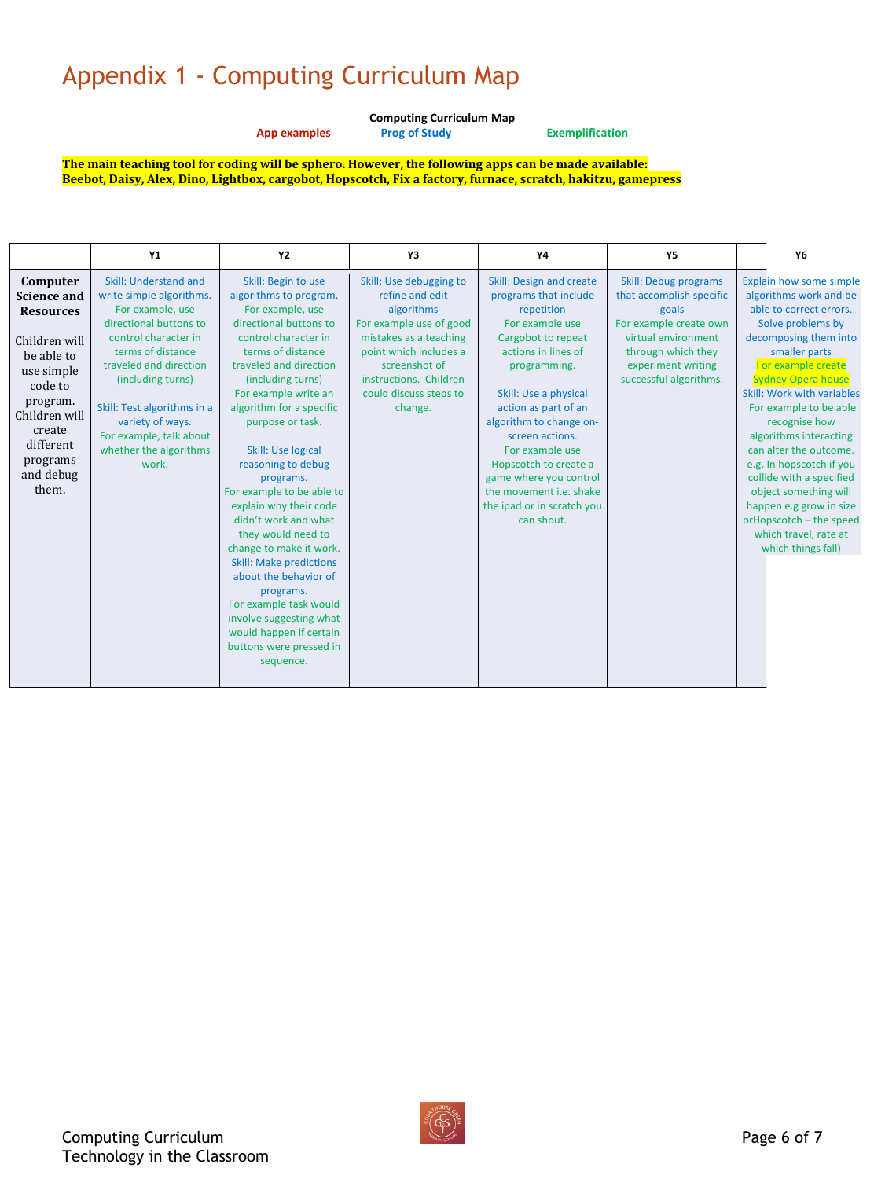# Appendix 1 - Computing Curriculum Map

**Computing Curriculum Map**

**App examples** **Prog of Study** **Exemplification**

**The main teaching tool for coding will be sphero. However, the following apps can be made available: Beebot, Daisy, Alex, Dino, Lightbox, cargobot, Hopscotch, Fix a factory, furnace, scratch, hakitzu, gamepress**

| | Y1 | Y2 | Y3 | Y4 | Y5 | Y6 |
|---|---|---|---|---|---|---|
| **Computer Science and Resources**<br><br>Children will be able to use simple code to program. Children will create different programs and debug them. | Skill: Understand and write simple algorithms.<br>For example, use directional buttons to control character in terms of distance traveled and direction (including turns)<br><br>Skill: Test algorithms in a variety of ways.<br>For example, talk about whether the algorithms work. | Skill: Begin to use algorithms to program.<br>For example, use directional buttons to control character in terms of distance traveled and direction (including turns)<br>For example write an algorithm for a specific purpose or task.<br><br>Skill: Use logical reasoning to debug programs.<br>For example to be able to explain why their code didn't work and what they would need to change to make it work.<br>Skill: Make predictions about the behavior of programs.<br>For example task would involve suggesting what would happen if certain buttons were pressed in sequence. | Skill: Use debugging to refine and edit algorithms<br>For example use of good mistakes as a teaching point which includes a screenshot of instructions. Children could discuss steps to change. | Skill: Design and create programs that include repetition<br>For example use Cargobot to repeat actions in lines of programming.<br><br>Skill: Use a physical action as part of an algorithm to change on-screen actions.<br>For example use Hopscotch to create a game where you control the movement i.e. shake the ipad or in scratch you can shout. | Skill: Debug programs that accomplish specific goals<br>For example create own virtual environment through which they experiment writing successful algorithms. | Explain how some simple algorithms work and be able to correct errors.<br>Solve problems by decomposing them into smaller parts<br>For example create Sydney Opera house<br>Skill: Work with variables<br>For example to be able recognise how algorithms interacting can alter the outcome. e.g. In hopscotch if you collide with a specified object something will happen e.g grow in size orHopscotch – the speed which travel, rate at which things fall) |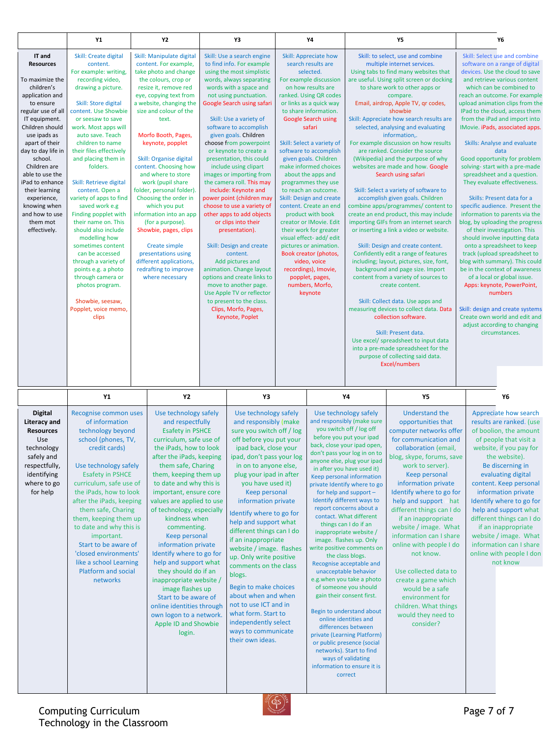| | Y1 | Y2 | Y3 | Y4 | Y5 | Y6 |
|---|---|---|---|---|---|---|
| **IT and Resources**<br><br>To maximize the children's application and to ensure regular use of all IT equipment. Children should use ipads as apart of their day to day life in school. Children are able to use the iPad to enhance their learning experience, knowing when and how to use them mot effectively. | Skill: Create digital content.<br>For example: writing, recording video, drawing a picture.<br><br>Skill: Store digital content. Use Showbie or seesaw to save work. Most apps will auto save. Teach children to name their files effectively and placing them in folders.<br><br>Skill: Retrieve digital content. Open a variety of apps to find saved work e.g Finding popplet with their name on. This should also include modelling how sometimes content can be accessed through a variety of points e.g. a photo through camera or photos program.<br><br>Showbie, seesaw, Popplet, voice memo, clips | Skill: Manipulate digital content. For example, take photo and change the colours, crop or resize it, remove red eye, copying text from a website, changing the size and colour of the text.<br><br>Morfo Booth, Pages, keynote, popplet<br><br>Skill: Organise digital content. Choosing how and where to store work (pupil share folder, personal folder). Choosing the order in which you put information into an app (for a purpose).<br>Showbie, pages, clips<br><br>Create simple presentations using different applications, redrafting to improve where necessary | Skill: Use a search engine to find info. For example using the most simplistic words, always separating words with a space and not using punctuation.<br>Google Search using safari<br><br>Skill: Use a variety of software to accomplish given goals. Children choose from powerpoint or keynote to create a presentation, this could include using clipart images or importing from the camera roll. This may include: Keynote and power point (children may choose to use a variety of other apps to add objects or clips into their presentation).<br><br>Skill: Design and create content.<br>Add pictures and animation. Change layout options and create links to move to another page. Use Apple TV or reflector to present to the class.<br>Clips, Morfo, Pages, Keynote, Poplet | Skill: Appreciate how search results are selected.<br>For example discussion on how results are ranked. Using QR codes or links as a quick way to share information.<br>Google Search using safari<br><br>Skill: Select a variety of software to accomplish given goals. Children make informed choices about the apps and programmes they use to reach an outcome.<br>Skill: Design and create content. Create an end product with book creator or IMovie. Edit their work for greater visual effect- add/ edit pictures or animation.<br>Book creator (photos, video, voice recordings), Imovie, popplet, pages, numbers, Morfo, keynote | Skill: to select, use and combine multiple internet services.<br>Using tabs to find many websites that are useful. Using split screen or docking to share work to other apps or compare.<br>Email, airdrop, Apple TV, qr codes, showbie<br>Skill: Appreciate how search results are selected, analysing and evaluating information,.<br>For example discussion on how results are ranked. Consider the source (Wikipedia) and the purpose of why websites are made and how. Google Search using safari<br><br>Skill: Select a variety of software to accomplish given goals. Children combine apps/programmes/ content to create an end product, this may include importing GIFs from an internet search or inserting a link a video or website.<br><br>Skill: Design and create content.<br>Confidently edit a range of features including; layout, pictures, size, font, background and page size. Import content from a variety of sources to create content.<br><br>Skill: Collect data. Use apps and measuring devices to collect data. Data collection software.<br><br>Skill: Present data.<br>Use excel/ spreadsheet to input data into a pre-made spreadsheet for the purpose of collecting said data.<br>Excel/numbers | Skill: Select use and combine software on a range of digital devices. Use the cloud to save and retrieve various content which can be combined to reach an outcome. For example upload animation clips from the IPad to the cloud, access them from the iPad and import into IMovie. iPads, associated apps.<br><br>Skills: Analyse and evaluate data<br>Good opportunity for problem solving- start with a pre-made spreadsheet and a question. They evaluate effectiveness.<br><br>Skills: Present data for a specific audience. Present the information to parents via the blog, by uploading the progress of their investigation. This should involve inputting data onto a spreadsheet to keep track (upload spreadsheet to blog with summary). This could be in the context of awareness of a local or global issue.<br>Apps: keynote, PowerPoint, numbers<br><br>Skill: design and create systems<br>Create own world and edit and adjust according to changing circumstances. |

| | Y1 | Y2 | Y3 | Y4 | Y5 | Y6 |
|---|---|---|---|---|---|---|
| **Digital Literacy and Resources**<br>Use technology safely and respectfully, identifying where to go for help | Recognise common uses of information technology beyond school (phones, TV, credit cards)<br><br>Use technology safely<br>Esafety in PSHCE curriculum, safe use of the iPads, how to look after the iPads, keeping them safe, Charing them, keeping them up to date and why this is important.<br>Start to be aware of 'closed environments' like a school Learning Platform and social networks | Use technology safely and respectfully<br>Esafety in PSHCE curriculum, safe use of the iPads, how to look after the iPads, keeping them safe, Charing them, keeping them up to date and why this is important, ensure core values are applied to use of technology, especially kindness when commenting.<br>Keep personal information private<br>Identify where to go for help and support what they should do if an inappropriate website / image flashes up<br>Start to be aware of online identities through own logon to a network. Apple ID and Showbie login. | Use technology safely and responsibly (make sure you switch off / log off before you put your ipad back, close your ipad, don't pass your log in on to anyone else, plug your ipad in after you have used it)<br>Keep personal information private<br><br>Identify where to go for help and support what different things can I do if an inappropriate website / image. flashes up. Only write positive comments on the class blogs.<br><br>Begin to make choices about when and when not to use ICT and in what form. Start to independently select ways to communicate their own ideas. | Use technology safely and responsibly (make sure you switch off / log off before you put your ipad back, close your ipad open, don't pass your log in on to anyone else, plug your ipad in after you have used it)<br>Keep personal information private Identify where to go for help and support – Identify different ways to report concerns about a contact. What different things can I do if an inappropriate website / image. flashes up. Only write positive comments on the class blogs.<br>Recognise acceptable and unacceptable behavior e.g.when you take a photo of someone you should gain their consent first.<br><br>Begin to understand about online identities and differences between private (Learning Platform) or public presence (social networks). Start to find ways of validating information to ensure it is correct | Understand the opportunities that computer networks offer for communication and collaboration (email, blog, skype, forums, save work to server).<br>Keep personal information private<br>Identify where to go for help and support hat different things can I do if an inappropriate website / image. What information can I share online with people I do not know.<br><br>Use collected data to create a game which would be a safe environment for children. What things would they need to consider? | Appreciate how search results are ranked. (use of boolion, the amount of people that visit a website, if you pay for the website).<br>Be discerning in evaluating digital content. Keep personal information private<br>Identify where to go for help and support what different things can I do if an inappropriate website / image. What information can I share online with people I don not know |

Computing Curriculum
Technology in the Classroom